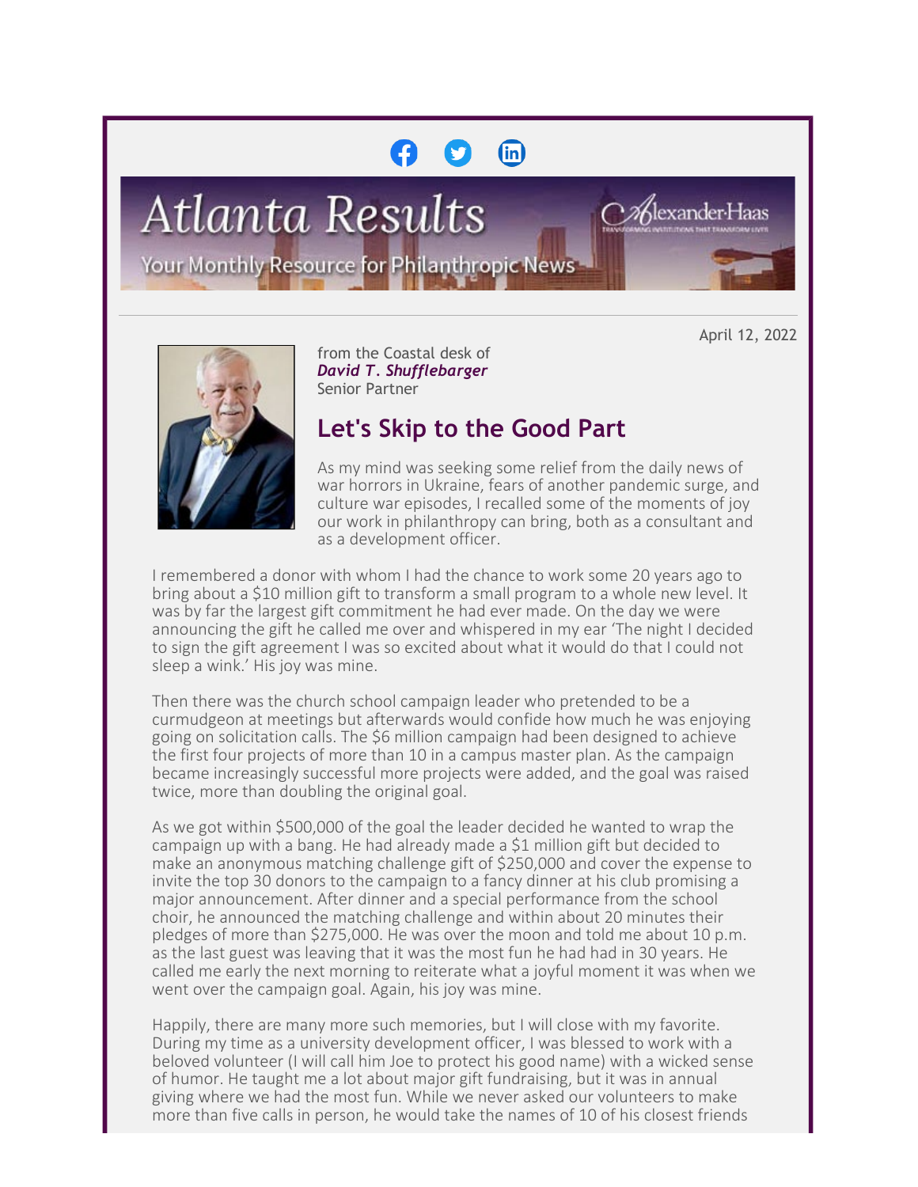# Atlanta Results

Your Monthly Resource for Philanthropic News

April 12, 2022

from the Coastal desk of
***David T. Shufflebarger***
Senior Partner

## Let's Skip to the Good Part

As my mind was seeking some relief from the daily news of war horrors in Ukraine, fears of another pandemic surge, and culture war episodes, I recalled some of the moments of joy our work in philanthropy can bring, both as a consultant and as a development officer.

I remembered a donor with whom I had the chance to work some 20 years ago to bring about a $10 million gift to transform a small program to a whole new level. It was by far the largest gift commitment he had ever made. On the day we were announcing the gift he called me over and whispered in my ear 'The night I decided to sign the gift agreement I was so excited about what it would do that I could not sleep a wink.' His joy was mine.

Then there was the church school campaign leader who pretended to be a curmudgeon at meetings but afterwards would confide how much he was enjoying going on solicitation calls. The $6 million campaign had been designed to achieve the first four projects of more than 10 in a campus master plan. As the campaign became increasingly successful more projects were added, and the goal was raised twice, more than doubling the original goal.

As we got within $500,000 of the goal the leader decided he wanted to wrap the campaign up with a bang. He had already made a $1 million gift but decided to make an anonymous matching challenge gift of $250,000 and cover the expense to invite the top 30 donors to the campaign to a fancy dinner at his club promising a major announcement. After dinner and a special performance from the school choir, he announced the matching challenge and within about 20 minutes their pledges of more than $275,000. He was over the moon and told me about 10 p.m. as the last guest was leaving that it was the most fun he had had in 30 years. He called me early the next morning to reiterate what a joyful moment it was when we went over the campaign goal. Again, his joy was mine.

Happily, there are many more such memories, but I will close with my favorite. During my time as a university development officer, I was blessed to work with a beloved volunteer (I will call him Joe to protect his good name) with a wicked sense of humor. He taught me a lot about major gift fundraising, but it was in annual giving where we had the most fun. While we never asked our volunteers to make more than five calls in person, he would take the names of 10 of his closest friends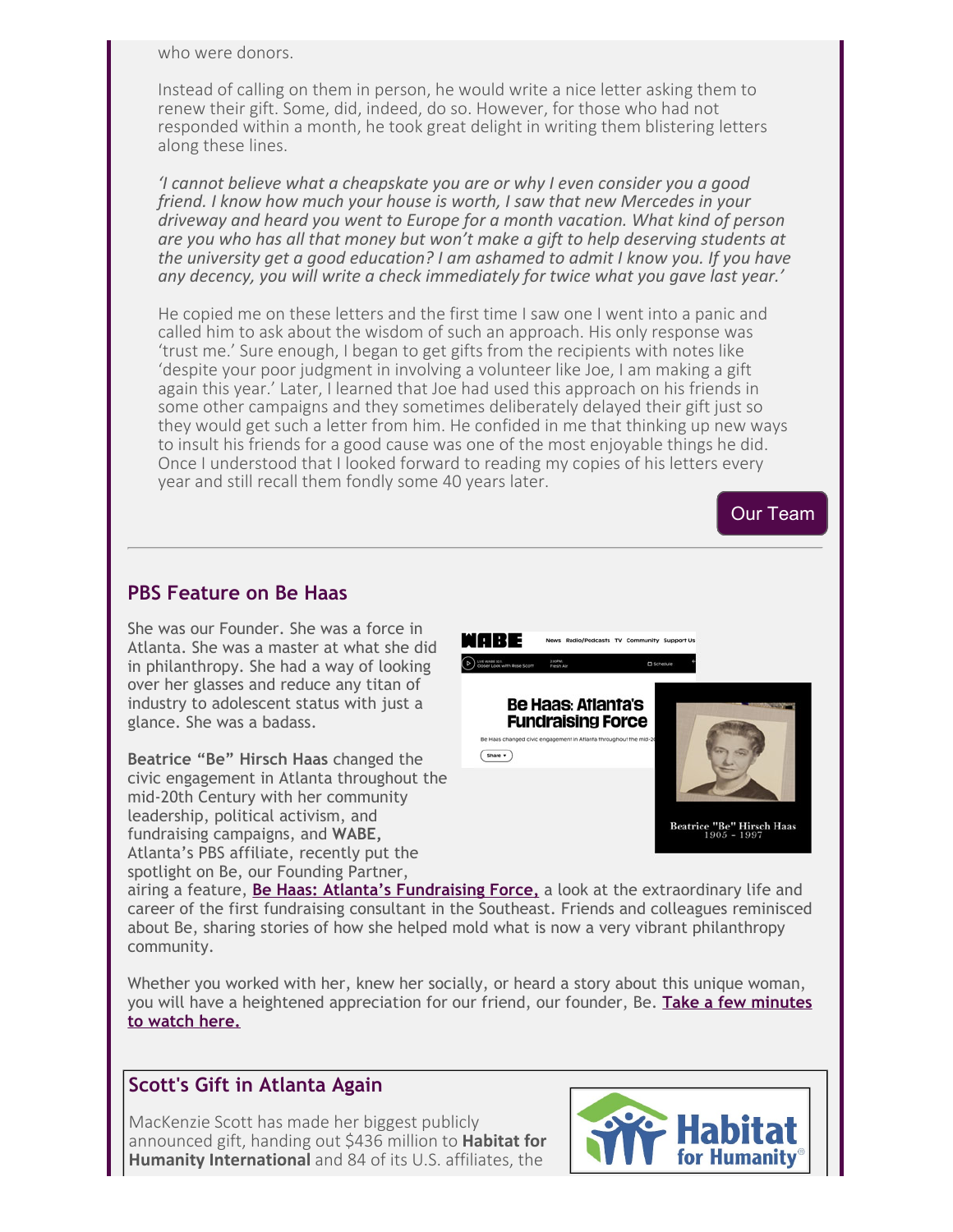who were donors.

Instead of calling on them in person, he would write a nice letter asking them to renew their gift. Some, did, indeed, do so. However, for those who had not responded within a month, he took great delight in writing them blistering letters along these lines.

*'I cannot believe what a cheapskate you are or why I even consider you a good friend. I know how much your house is worth, I saw that new Mercedes in your driveway and heard you went to Europe for a month vacation. What kind of person are you who has all that money but won't make a gift to help deserving students at the university get a good education? I am ashamed to admit I know you. If you have any decency, you will write a check immediately for twice what you gave last year.'*

He copied me on these letters and the first time I saw one I went into a panic and called him to ask about the wisdom of such an approach. His only response was 'trust me.' Sure enough, I began to get gifts from the recipients with notes like 'despite your poor judgment in involving a volunteer like Joe, I am making a gift again this year.' Later, I learned that Joe had used this approach on his friends in some other campaigns and they sometimes deliberately delayed their gift just so they would get such a letter from him. He confided in me that thinking up new ways to insult his friends for a good cause was one of the most enjoyable things he did. Once I understood that I looked forward to reading my copies of his letters every year and still recall them fondly some 40 years later.

Our Team

---

## PBS Feature on Be Haas

She was our Founder. She was a force in Atlanta. She was a master at what she did in philanthropy. She had a way of looking over her glasses and reduce any titan of industry to adolescent status with just a glance. She was a badass.

**Beatrice "Be" Hirsch Haas** changed the civic engagement in Atlanta throughout the mid-20th Century with her community leadership, political activism, and fundraising campaigns, and **WABE,** Atlanta's PBS affiliate, recently put the spotlight on Be, our Founding Partner, airing a feature, **Be Haas: Atlanta's Fundraising Force,** a look at the extraordinary life and career of the first fundraising consultant in the Southeast. Friends and colleagues reminisced about Be, sharing stories of how she helped mold what is now a very vibrant philanthropy community.

Whether you worked with her, knew her socially, or heard a story about this unique woman, you will have a heightened appreciation for our friend, our founder, Be. **Take a few minutes to watch here.**

## Scott's Gift in Atlanta Again

MacKenzie Scott has made her biggest publicly announced gift, handing out $436 million to **Habitat for Humanity International** and 84 of its U.S. affiliates, the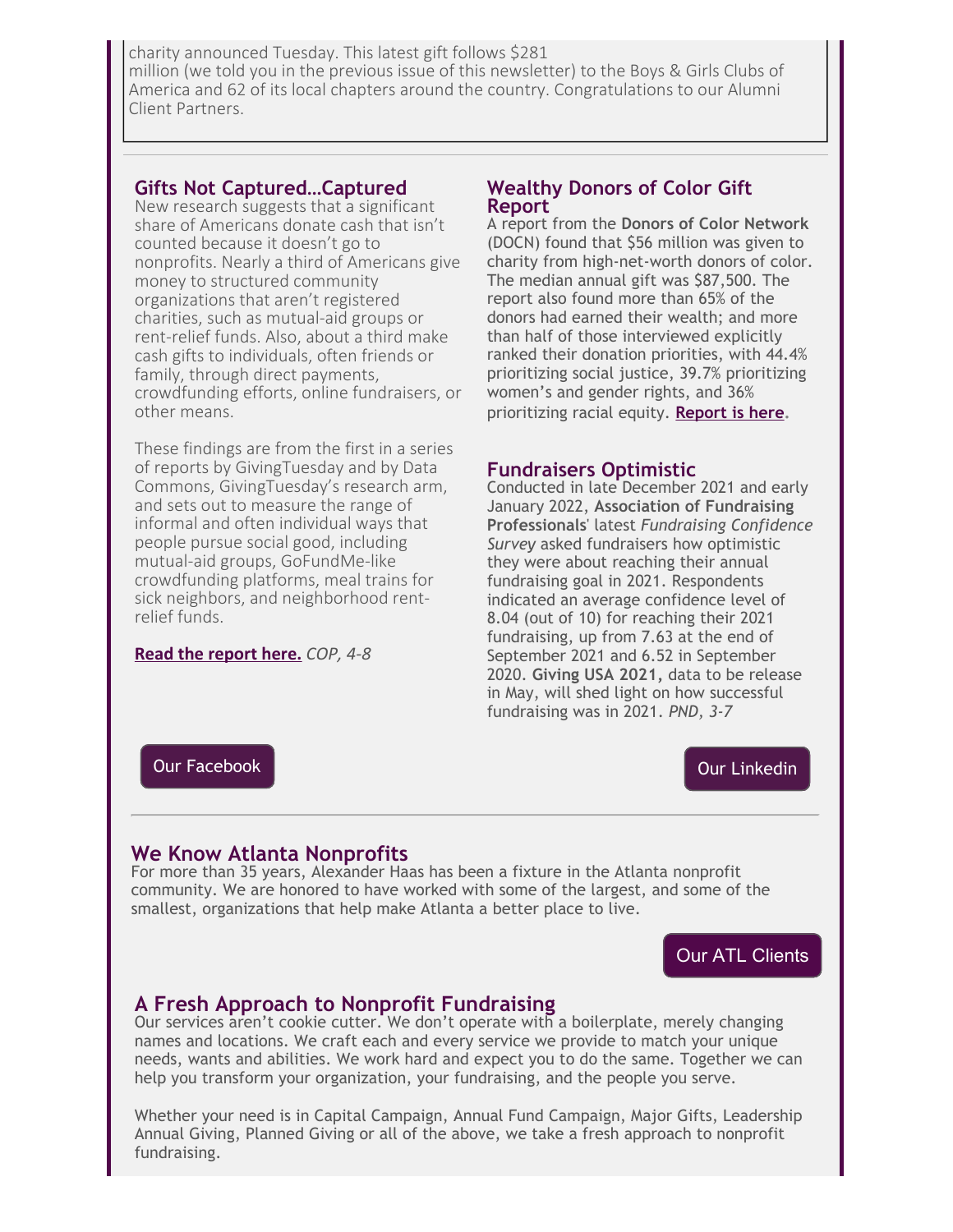charity announced Tuesday. This latest gift follows $281 million (we told you in the previous issue of this newsletter) to the Boys & Girls Clubs of America and 62 of its local chapters around the country. Congratulations to our Alumni Client Partners.

---

## Gifts Not Captured…Captured

New research suggests that a significant share of Americans donate cash that isn't counted because it doesn't go to nonprofits. Nearly a third of Americans give money to structured community organizations that aren't registered charities, such as mutual-aid groups or rent-relief funds. Also, about a third make cash gifts to individuals, often friends or family, through direct payments, crowdfunding efforts, online fundraisers, or other means.

These findings are from the first in a series of reports by GivingTuesday and by Data Commons, GivingTuesday's research arm, and sets out to measure the range of informal and often individual ways that people pursue social good, including mutual-aid groups, GoFundMe-like crowdfunding platforms, meal trains for sick neighbors, and neighborhood rent-relief funds.

**Read the report here.** *COP, 4-8*

## Wealthy Donors of Color Gift Report

A report from the **Donors of Color Network** (DOCN) found that $56 million was given to charity from high-net-worth donors of color. The median annual gift was $87,500. The report also found more than 65% of the donors had earned their wealth; and more than half of those interviewed explicitly ranked their donation priorities, with 44.4% prioritizing social justice, 39.7% prioritizing women's and gender rights, and 36% prioritizing racial equity. **Report is here**.

## Fundraisers Optimistic

Conducted in late December 2021 and early January 2022, **Association of Fundraising Professionals**' latest *Fundraising Confidence Survey* asked fundraisers how optimistic they were about reaching their annual fundraising goal in 2021. Respondents indicated an average confidence level of 8.04 (out of 10) for reaching their 2021 fundraising, up from 7.63 at the end of September 2021 and 6.52 in September 2020. **Giving USA 2021,** data to be release in May, will shed light on how successful fundraising was in 2021. *PND, 3-7*

Our Facebook

Our Linkedin

---

## We Know Atlanta Nonprofits

For more than 35 years, Alexander Haas has been a fixture in the Atlanta nonprofit community. We are honored to have worked with some of the largest, and some of the smallest, organizations that help make Atlanta a better place to live.

Our ATL Clients

## A Fresh Approach to Nonprofit Fundraising

Our services aren't cookie cutter. We don't operate with a boilerplate, merely changing names and locations. We craft each and every service we provide to match your unique needs, wants and abilities. We work hard and expect you to do the same. Together we can help you transform your organization, your fundraising, and the people you serve.

Whether your need is in Capital Campaign, Annual Fund Campaign, Major Gifts, Leadership Annual Giving, Planned Giving or all of the above, we take a fresh approach to nonprofit fundraising.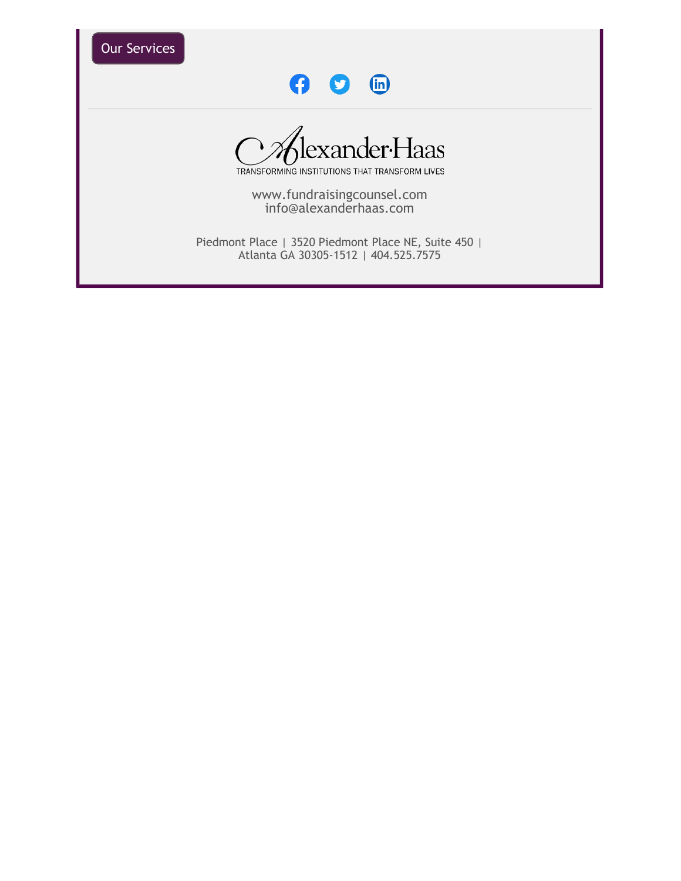Our Services

AlexanderHaas

TRANSFORMING INSTITUTIONS THAT TRANSFORM LIVES

www.fundraisingcounsel.com
info@alexanderhaas.com

Piedmont Place | 3520 Piedmont Place NE, Suite 450 |
Atlanta GA 30305-1512 | 404.525.7575